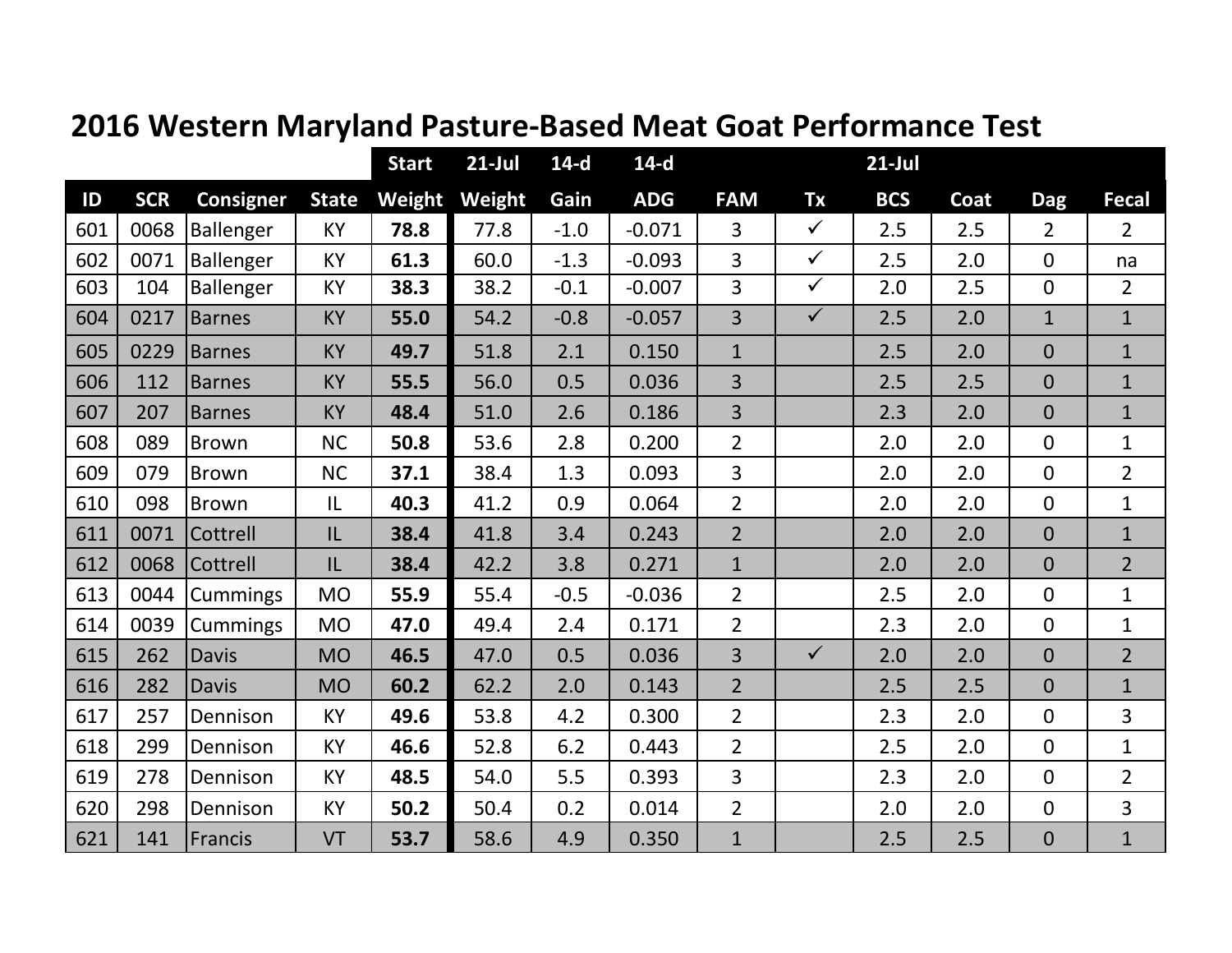# 2016 Western Maryland Pasture-Based Meat Goat Performance Test

| | | | | Start | 21-Jul | 14-d | 14-d | | | 21-Jul | | | |
|---|---|---|---|---|---|---|---|---|---|---|---|---|---|
| ID | SCR | Consigner | State | Weight | Weight | Gain | ADG | FAM | Tx | BCS | Coat | Dag | Fecal |
| 601 | 0068 | Ballenger | KY | **78.8** | 77.8 | -1.0 | -0.071 | 3 | ✓ | 2.5 | 2.5 | 2 | 2 |
| 602 | 0071 | Ballenger | KY | **61.3** | 60.0 | -1.3 | -0.093 | 3 | ✓ | 2.5 | 2.0 | 0 | na |
| 603 | 104 | Ballenger | KY | **38.3** | 38.2 | -0.1 | -0.007 | 3 | ✓ | 2.0 | 2.5 | 0 | 2 |
| 604 | 0217 | Barnes | KY | **55.0** | 54.2 | -0.8 | -0.057 | 3 | ✓ | 2.5 | 2.0 | 1 | 1 |
| 605 | 0229 | Barnes | KY | **49.7** | 51.8 | 2.1 | 0.150 | 1 | | 2.5 | 2.0 | 0 | 1 |
| 606 | 112 | Barnes | KY | **55.5** | 56.0 | 0.5 | 0.036 | 3 | | 2.5 | 2.5 | 0 | 1 |
| 607 | 207 | Barnes | KY | **48.4** | 51.0 | 2.6 | 0.186 | 3 | | 2.3 | 2.0 | 0 | 1 |
| 608 | 089 | Brown | NC | **50.8** | 53.6 | 2.8 | 0.200 | 2 | | 2.0 | 2.0 | 0 | 1 |
| 609 | 079 | Brown | NC | **37.1** | 38.4 | 1.3 | 0.093 | 3 | | 2.0 | 2.0 | 0 | 2 |
| 610 | 098 | Brown | IL | **40.3** | 41.2 | 0.9 | 0.064 | 2 | | 2.0 | 2.0 | 0 | 1 |
| 611 | 0071 | Cottrell | IL | **38.4** | 41.8 | 3.4 | 0.243 | 2 | | 2.0 | 2.0 | 0 | 1 |
| 612 | 0068 | Cottrell | IL | **38.4** | 42.2 | 3.8 | 0.271 | 1 | | 2.0 | 2.0 | 0 | 2 |
| 613 | 0044 | Cummings | MO | **55.9** | 55.4 | -0.5 | -0.036 | 2 | | 2.5 | 2.0 | 0 | 1 |
| 614 | 0039 | Cummings | MO | **47.0** | 49.4 | 2.4 | 0.171 | 2 | | 2.3 | 2.0 | 0 | 1 |
| 615 | 262 | Davis | MO | **46.5** | 47.0 | 0.5 | 0.036 | 3 | ✓ | 2.0 | 2.0 | 0 | 2 |
| 616 | 282 | Davis | MO | **60.2** | 62.2 | 2.0 | 0.143 | 2 | | 2.5 | 2.5 | 0 | 1 |
| 617 | 257 | Dennison | KY | **49.6** | 53.8 | 4.2 | 0.300 | 2 | | 2.3 | 2.0 | 0 | 3 |
| 618 | 299 | Dennison | KY | **46.6** | 52.8 | 6.2 | 0.443 | 2 | | 2.5 | 2.0 | 0 | 1 |
| 619 | 278 | Dennison | KY | **48.5** | 54.0 | 5.5 | 0.393 | 3 | | 2.3 | 2.0 | 0 | 2 |
| 620 | 298 | Dennison | KY | **50.2** | 50.4 | 0.2 | 0.014 | 2 | | 2.0 | 2.0 | 0 | 3 |
| 621 | 141 | Francis | VT | **53.7** | 58.6 | 4.9 | 0.350 | 1 | | 2.5 | 2.5 | 0 | 1 |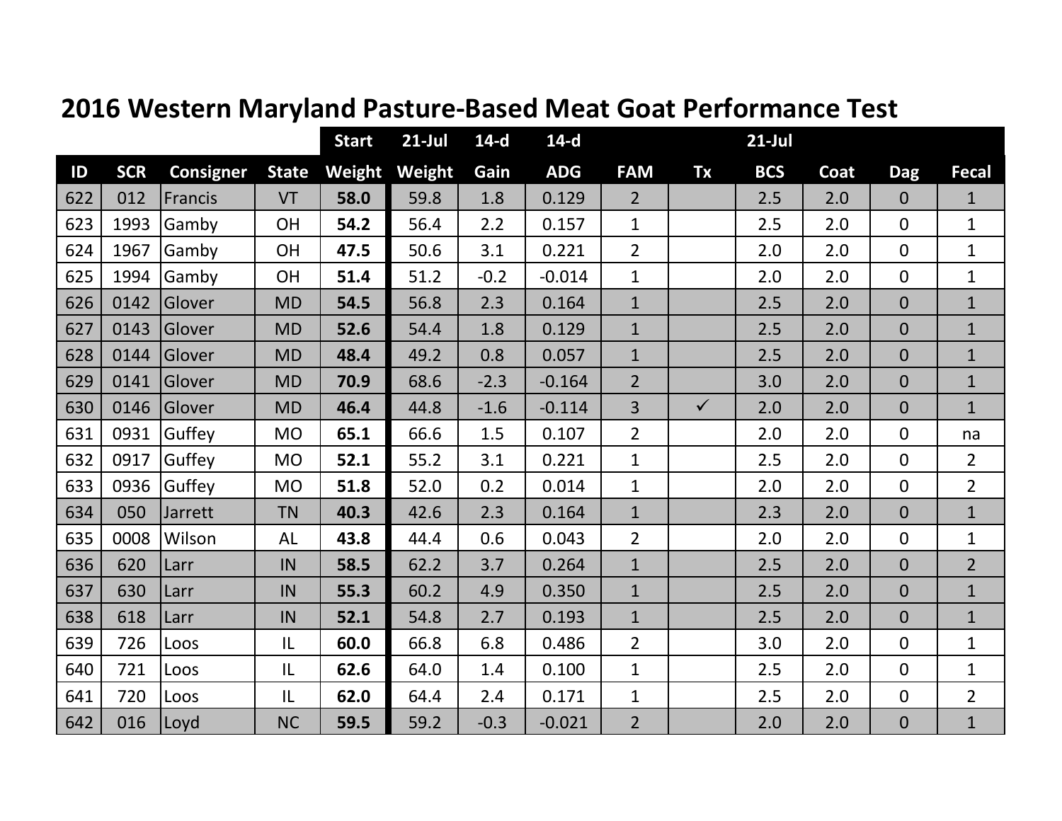## 2016 Western Maryland Pasture-Based Meat Goat Performance Test

| | | | | Start | 21-Jul | 14-d | 14-d | | | 21-Jul | | | |
|---|---|---|---|---|---|---|---|---|---|---|---|---|---|
| ID | SCR | Consigner | State | Weight | Weight | Gain | ADG | FAM | Tx | BCS | Coat | Dag | Fecal |
| 622 | 012 | Francis | VT | **58.0** | 59.8 | 1.8 | 0.129 | 2 | | 2.5 | 2.0 | 0 | 1 |
| 623 | 1993 | Gamby | OH | **54.2** | 56.4 | 2.2 | 0.157 | 1 | | 2.5 | 2.0 | 0 | 1 |
| 624 | 1967 | Gamby | OH | **47.5** | 50.6 | 3.1 | 0.221 | 2 | | 2.0 | 2.0 | 0 | 1 |
| 625 | 1994 | Gamby | OH | **51.4** | 51.2 | -0.2 | -0.014 | 1 | | 2.0 | 2.0 | 0 | 1 |
| 626 | 0142 | Glover | MD | **54.5** | 56.8 | 2.3 | 0.164 | 1 | | 2.5 | 2.0 | 0 | 1 |
| 627 | 0143 | Glover | MD | **52.6** | 54.4 | 1.8 | 0.129 | 1 | | 2.5 | 2.0 | 0 | 1 |
| 628 | 0144 | Glover | MD | **48.4** | 49.2 | 0.8 | 0.057 | 1 | | 2.5 | 2.0 | 0 | 1 |
| 629 | 0141 | Glover | MD | **70.9** | 68.6 | -2.3 | -0.164 | 2 | | 3.0 | 2.0 | 0 | 1 |
| 630 | 0146 | Glover | MD | **46.4** | 44.8 | -1.6 | -0.114 | 3 | ✓ | 2.0 | 2.0 | 0 | 1 |
| 631 | 0931 | Guffey | MO | **65.1** | 66.6 | 1.5 | 0.107 | 2 | | 2.0 | 2.0 | 0 | na |
| 632 | 0917 | Guffey | MO | **52.1** | 55.2 | 3.1 | 0.221 | 1 | | 2.5 | 2.0 | 0 | 2 |
| 633 | 0936 | Guffey | MO | **51.8** | 52.0 | 0.2 | 0.014 | 1 | | 2.0 | 2.0 | 0 | 2 |
| 634 | 050 | Jarrett | TN | **40.3** | 42.6 | 2.3 | 0.164 | 1 | | 2.3 | 2.0 | 0 | 1 |
| 635 | 0008 | Wilson | AL | **43.8** | 44.4 | 0.6 | 0.043 | 2 | | 2.0 | 2.0 | 0 | 1 |
| 636 | 620 | Larr | IN | **58.5** | 62.2 | 3.7 | 0.264 | 1 | | 2.5 | 2.0 | 0 | 2 |
| 637 | 630 | Larr | IN | **55.3** | 60.2 | 4.9 | 0.350 | 1 | | 2.5 | 2.0 | 0 | 1 |
| 638 | 618 | Larr | IN | **52.1** | 54.8 | 2.7 | 0.193 | 1 | | 2.5 | 2.0 | 0 | 1 |
| 639 | 726 | Loos | IL | **60.0** | 66.8 | 6.8 | 0.486 | 2 | | 3.0 | 2.0 | 0 | 1 |
| 640 | 721 | Loos | IL | **62.6** | 64.0 | 1.4 | 0.100 | 1 | | 2.5 | 2.0 | 0 | 1 |
| 641 | 720 | Loos | IL | **62.0** | 64.4 | 2.4 | 0.171 | 1 | | 2.5 | 2.0 | 0 | 2 |
| 642 | 016 | Loyd | NC | **59.5** | 59.2 | -0.3 | -0.021 | 2 | | 2.0 | 2.0 | 0 | 1 |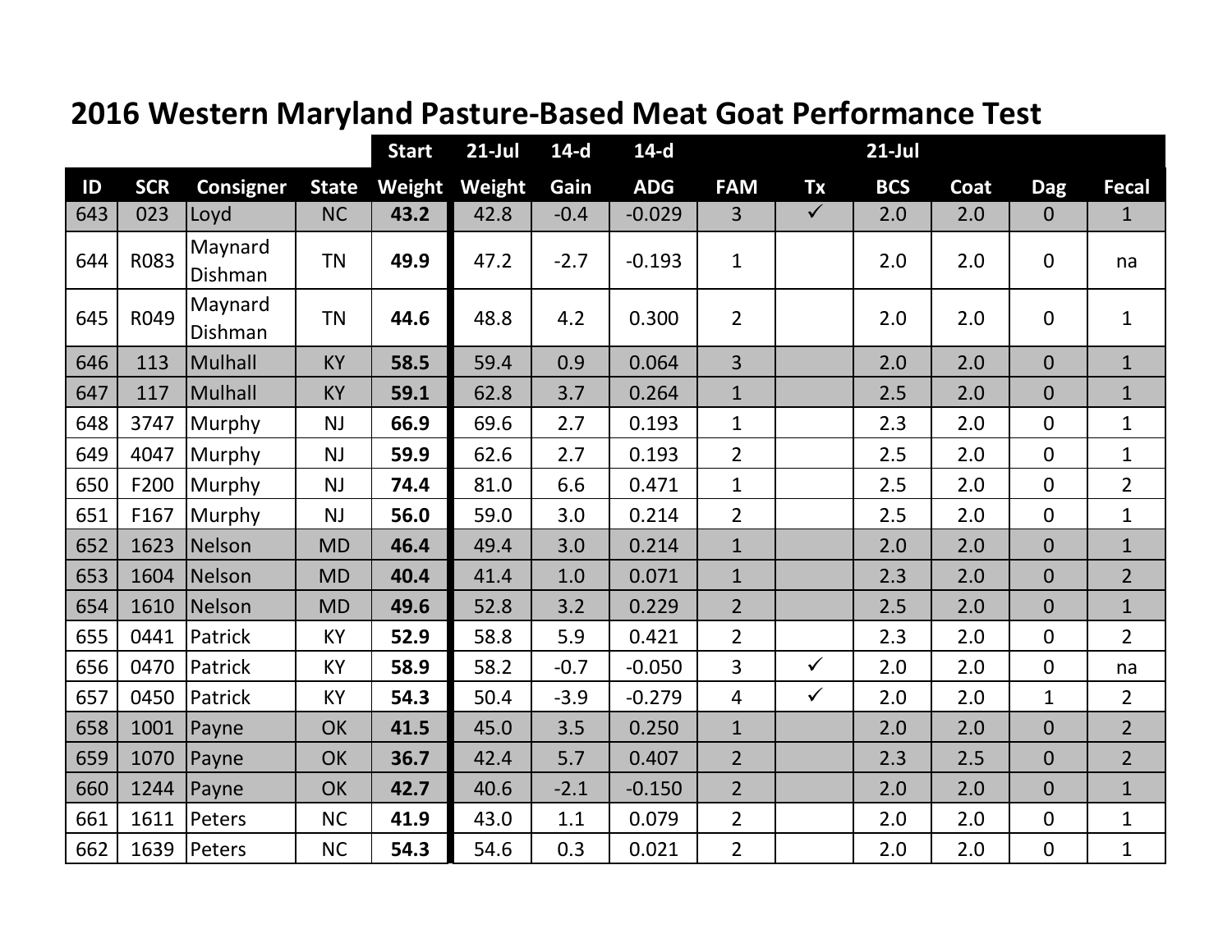# 2016 Western Maryland Pasture-Based Meat Goat Performance Test

| | | | | Start | 21-Jul | 14-d | 14-d | | | 21-Jul | | | |
|---|---|---|---|---|---|---|---|---|---|---|---|---|---|
| ID | SCR | Consigner | State | Weight | Weight | Gain | ADG | FAM | Tx | BCS | Coat | Dag | Fecal |
| 643 | 023 | Loyd | NC | **43.2** | 42.8 | -0.4 | -0.029 | 3 | ✓ | 2.0 | 2.0 | 0 | 1 |
| 644 | R083 | Maynard Dishman | TN | **49.9** | 47.2 | -2.7 | -0.193 | 1 | | 2.0 | 2.0 | 0 | na |
| 645 | R049 | Maynard Dishman | TN | **44.6** | 48.8 | 4.2 | 0.300 | 2 | | 2.0 | 2.0 | 0 | 1 |
| 646 | 113 | Mulhall | KY | **58.5** | 59.4 | 0.9 | 0.064 | 3 | | 2.0 | 2.0 | 0 | 1 |
| 647 | 117 | Mulhall | KY | **59.1** | 62.8 | 3.7 | 0.264 | 1 | | 2.5 | 2.0 | 0 | 1 |
| 648 | 3747 | Murphy | NJ | **66.9** | 69.6 | 2.7 | 0.193 | 1 | | 2.3 | 2.0 | 0 | 1 |
| 649 | 4047 | Murphy | NJ | **59.9** | 62.6 | 2.7 | 0.193 | 2 | | 2.5 | 2.0 | 0 | 1 |
| 650 | F200 | Murphy | NJ | **74.4** | 81.0 | 6.6 | 0.471 | 1 | | 2.5 | 2.0 | 0 | 2 |
| 651 | F167 | Murphy | NJ | **56.0** | 59.0 | 3.0 | 0.214 | 2 | | 2.5 | 2.0 | 0 | 1 |
| 652 | 1623 | Nelson | MD | **46.4** | 49.4 | 3.0 | 0.214 | 1 | | 2.0 | 2.0 | 0 | 1 |
| 653 | 1604 | Nelson | MD | **40.4** | 41.4 | 1.0 | 0.071 | 1 | | 2.3 | 2.0 | 0 | 2 |
| 654 | 1610 | Nelson | MD | **49.6** | 52.8 | 3.2 | 0.229 | 2 | | 2.5 | 2.0 | 0 | 1 |
| 655 | 0441 | Patrick | KY | **52.9** | 58.8 | 5.9 | 0.421 | 2 | | 2.3 | 2.0 | 0 | 2 |
| 656 | 0470 | Patrick | KY | **58.9** | 58.2 | -0.7 | -0.050 | 3 | ✓ | 2.0 | 2.0 | 0 | na |
| 657 | 0450 | Patrick | KY | **54.3** | 50.4 | -3.9 | -0.279 | 4 | ✓ | 2.0 | 2.0 | 1 | 2 |
| 658 | 1001 | Payne | OK | **41.5** | 45.0 | 3.5 | 0.250 | 1 | | 2.0 | 2.0 | 0 | 2 |
| 659 | 1070 | Payne | OK | **36.7** | 42.4 | 5.7 | 0.407 | 2 | | 2.3 | 2.5 | 0 | 2 |
| 660 | 1244 | Payne | OK | **42.7** | 40.6 | -2.1 | -0.150 | 2 | | 2.0 | 2.0 | 0 | 1 |
| 661 | 1611 | Peters | NC | **41.9** | 43.0 | 1.1 | 0.079 | 2 | | 2.0 | 2.0 | 0 | 1 |
| 662 | 1639 | Peters | NC | **54.3** | 54.6 | 0.3 | 0.021 | 2 | | 2.0 | 2.0 | 0 | 1 |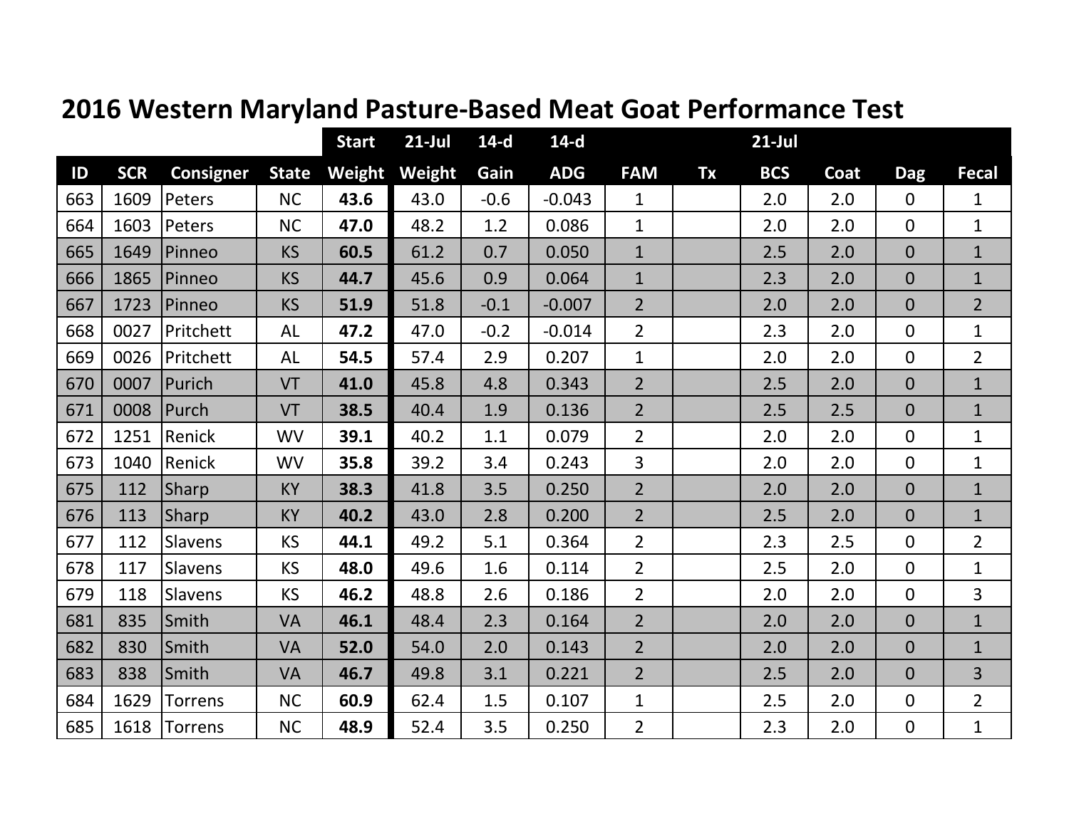# 2016 Western Maryland Pasture-Based Meat Goat Performance Test

| | | | | Start | 21-Jul | 14-d | 14-d | | | 21-Jul | | | |
|---|---|---|---|---|---|---|---|---|---|---|---|---|---|
| **ID** | **SCR** | **Consigner** | **State** | **Weight** | **Weight** | **Gain** | **ADG** | **FAM** | **Tx** | **BCS** | **Coat** | **Dag** | **Fecal** |
| 663 | 1609 | Peters | NC | **43.6** | 43.0 | -0.6 | -0.043 | 1 | | 2.0 | 2.0 | 0 | 1 |
| 664 | 1603 | Peters | NC | **47.0** | 48.2 | 1.2 | 0.086 | 1 | | 2.0 | 2.0 | 0 | 1 |
| 665 | 1649 | Pinneo | KS | **60.5** | 61.2 | 0.7 | 0.050 | 1 | | 2.5 | 2.0 | 0 | 1 |
| 666 | 1865 | Pinneo | KS | **44.7** | 45.6 | 0.9 | 0.064 | 1 | | 2.3 | 2.0 | 0 | 1 |
| 667 | 1723 | Pinneo | KS | **51.9** | 51.8 | -0.1 | -0.007 | 2 | | 2.0 | 2.0 | 0 | 2 |
| 668 | 0027 | Pritchett | AL | **47.2** | 47.0 | -0.2 | -0.014 | 2 | | 2.3 | 2.0 | 0 | 1 |
| 669 | 0026 | Pritchett | AL | **54.5** | 57.4 | 2.9 | 0.207 | 1 | | 2.0 | 2.0 | 0 | 2 |
| 670 | 0007 | Purich | VT | **41.0** | 45.8 | 4.8 | 0.343 | 2 | | 2.5 | 2.0 | 0 | 1 |
| 671 | 0008 | Purch | VT | **38.5** | 40.4 | 1.9 | 0.136 | 2 | | 2.5 | 2.5 | 0 | 1 |
| 672 | 1251 | Renick | WV | **39.1** | 40.2 | 1.1 | 0.079 | 2 | | 2.0 | 2.0 | 0 | 1 |
| 673 | 1040 | Renick | WV | **35.8** | 39.2 | 3.4 | 0.243 | 3 | | 2.0 | 2.0 | 0 | 1 |
| 675 | 112 | Sharp | KY | **38.3** | 41.8 | 3.5 | 0.250 | 2 | | 2.0 | 2.0 | 0 | 1 |
| 676 | 113 | Sharp | KY | **40.2** | 43.0 | 2.8 | 0.200 | 2 | | 2.5 | 2.0 | 0 | 1 |
| 677 | 112 | Slavens | KS | **44.1** | 49.2 | 5.1 | 0.364 | 2 | | 2.3 | 2.5 | 0 | 2 |
| 678 | 117 | Slavens | KS | **48.0** | 49.6 | 1.6 | 0.114 | 2 | | 2.5 | 2.0 | 0 | 1 |
| 679 | 118 | Slavens | KS | **46.2** | 48.8 | 2.6 | 0.186 | 2 | | 2.0 | 2.0 | 0 | 3 |
| 681 | 835 | Smith | VA | **46.1** | 48.4 | 2.3 | 0.164 | 2 | | 2.0 | 2.0 | 0 | 1 |
| 682 | 830 | Smith | VA | **52.0** | 54.0 | 2.0 | 0.143 | 2 | | 2.0 | 2.0 | 0 | 1 |
| 683 | 838 | Smith | VA | **46.7** | 49.8 | 3.1 | 0.221 | 2 | | 2.5 | 2.0 | 0 | 3 |
| 684 | 1629 | Torrens | NC | **60.9** | 62.4 | 1.5 | 0.107 | 1 | | 2.5 | 2.0 | 0 | 2 |
| 685 | 1618 | Torrens | NC | **48.9** | 52.4 | 3.5 | 0.250 | 2 | | 2.3 | 2.0 | 0 | 1 |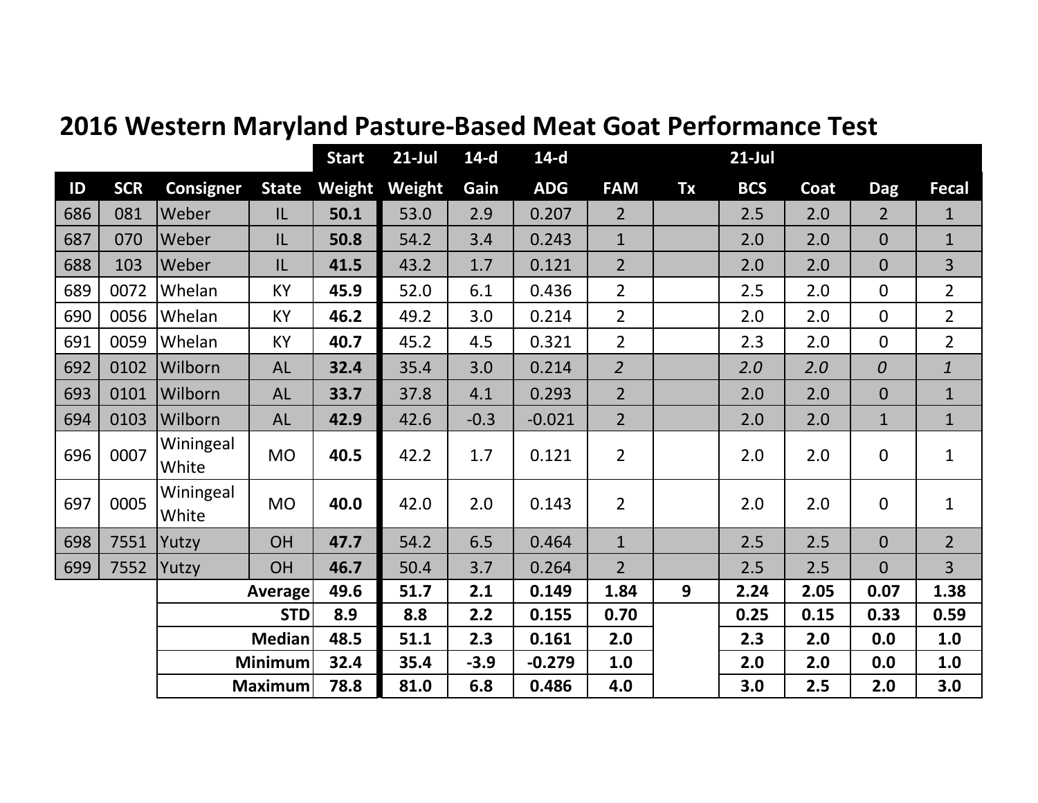# 2016 Western Maryland Pasture-Based Meat Goat Performance Test

| | | | | Start | 21-Jul | 14-d | 14-d | | | 21-Jul | | | |
|---|---|---|---|---|---|---|---|---|---|---|---|---|---|
| **ID** | **SCR** | **Consigner** | **State** | **Weight** | **Weight** | **Gain** | **ADG** | **FAM** | **Tx** | **BCS** | **Coat** | **Dag** | **Fecal** |
| 686 | 081 | Weber | IL | **50.1** | 53.0 | 2.9 | 0.207 | 2 | | 2.5 | 2.0 | 2 | 1 |
| 687 | 070 | Weber | IL | **50.8** | 54.2 | 3.4 | 0.243 | 1 | | 2.0 | 2.0 | 0 | 1 |
| 688 | 103 | Weber | IL | **41.5** | 43.2 | 1.7 | 0.121 | 2 | | 2.0 | 2.0 | 0 | 3 |
| 689 | 0072 | Whelan | KY | **45.9** | 52.0 | 6.1 | 0.436 | 2 | | 2.5 | 2.0 | 0 | 2 |
| 690 | 0056 | Whelan | KY | **46.2** | 49.2 | 3.0 | 0.214 | 2 | | 2.0 | 2.0 | 0 | 2 |
| 691 | 0059 | Whelan | KY | **40.7** | 45.2 | 4.5 | 0.321 | 2 | | 2.3 | 2.0 | 0 | 2 |
| 692 | 0102 | Wilborn | AL | **32.4** | 35.4 | 3.0 | 0.214 | *2* | | *2.0* | *2.0* | *0* | *1* |
| 693 | 0101 | Wilborn | AL | **33.7** | 37.8 | 4.1 | 0.293 | 2 | | 2.0 | 2.0 | 0 | 1 |
| 694 | 0103 | Wilborn | AL | **42.9** | 42.6 | -0.3 | -0.021 | 2 | | 2.0 | 2.0 | 1 | 1 |
| 696 | 0007 | Winingeal White | MO | **40.5** | 42.2 | 1.7 | 0.121 | 2 | | 2.0 | 2.0 | 0 | 1 |
| 697 | 0005 | Winingeal White | MO | **40.0** | 42.0 | 2.0 | 0.143 | 2 | | 2.0 | 2.0 | 0 | 1 |
| 698 | 7551 | Yutzy | OH | **47.7** | 54.2 | 6.5 | 0.464 | 1 | | 2.5 | 2.5 | 0 | 2 |
| 699 | 7552 | Yutzy | OH | **46.7** | 50.4 | 3.7 | 0.264 | 2 | | 2.5 | 2.5 | 0 | 3 |
| | | | **Average** | **49.6** | **51.7** | **2.1** | **0.149** | **1.84** | **9** | **2.24** | **2.05** | **0.07** | **1.38** |
| | | | **STD** | **8.9** | **8.8** | **2.2** | **0.155** | **0.70** | | **0.25** | **0.15** | **0.33** | **0.59** |
| | | | **Median** | **48.5** | **51.1** | **2.3** | **0.161** | **2.0** | | **2.3** | **2.0** | **0.0** | **1.0** |
| | | | **Minimum** | **32.4** | **35.4** | **-3.9** | **-0.279** | **1.0** | | **2.0** | **2.0** | **0.0** | **1.0** |
| | | | **Maximum** | **78.8** | **81.0** | **6.8** | **0.486** | **4.0** | | **3.0** | **2.5** | **2.0** | **3.0** |